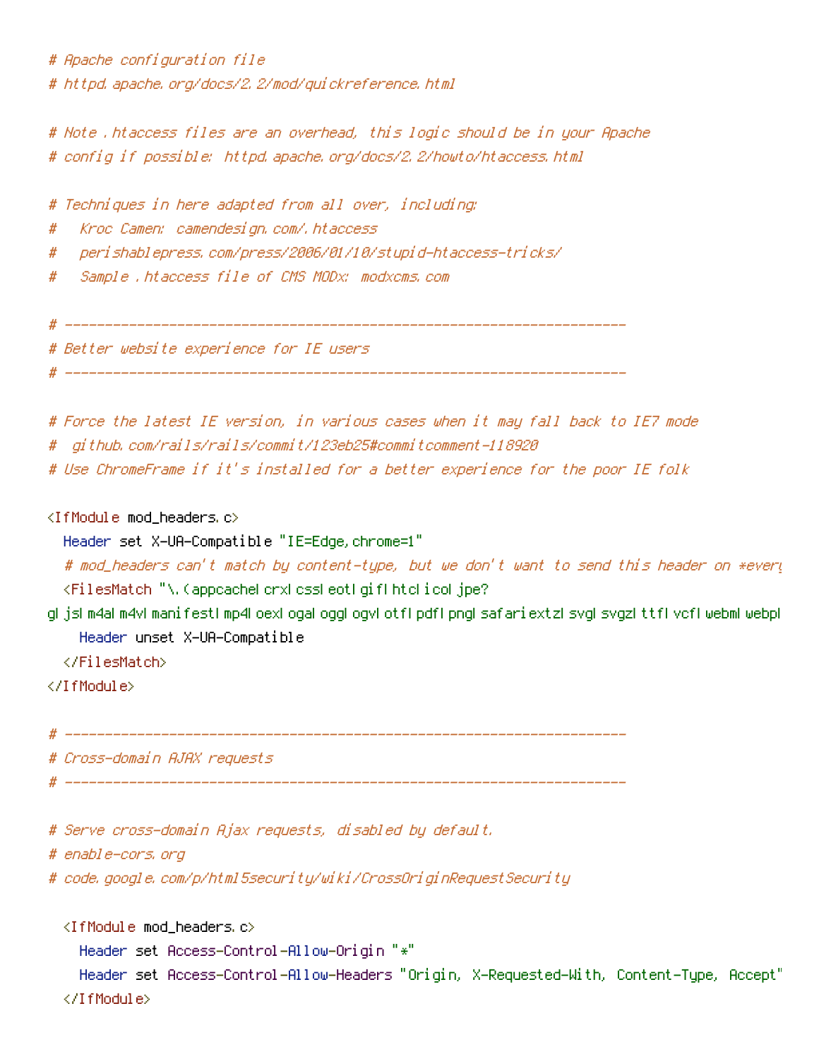```
# Apache configuration file
# httpd.apache.org/docs/2.2/mod/quickreference.html

# Note .htaccess files are an overhead, this logic should be in your Apache
# config if possible: httpd.apache.org/docs/2.2/howto/htaccess.html

# Techniques in here adapted from all over, including:
#   Kroc Camen: camendesign.com/.htaccess
#   perishablepress.com/press/2006/01/10/stupid-htaccess-tricks/
#   Sample .htaccess file of CMS MODx: modxcms.com

# ----------------------------------------------------------------------
# Better website experience for IE users
# ----------------------------------------------------------------------

# Force the latest IE version, in various cases when it may fall back to IE7 mode
#  github.com/rails/rails/commit/123eb25#commitcomment-118920
# Use ChromeFrame if it's installed for a better experience for the poor IE folk

<IfModule mod_headers.c>
  Header set X-UA-Compatible "IE=Edge,chrome=1"
  # mod_headers can't match by content-type, but we don't want to send this header on *every
  <FilesMatch "\.(appcache|crx|css|eot|gif|htc|ico|jpe?
g|js|m4a|m4v|manifest|mp4|oex|oga|ogg|ogv|otf|pdf|png|safariextz|svg|svgz|ttf|vcf|webm|webp|
    Header unset X-UA-Compatible
  </FilesMatch>
</IfModule>

# ----------------------------------------------------------------------
# Cross-domain AJAX requests
# ----------------------------------------------------------------------

# Serve cross-domain Ajax requests, disabled by default.
# enable-cors.org
# code.google.com/p/html5security/wiki/CrossOriginRequestSecurity

  <IfModule mod_headers.c>
    Header set Access-Control-Allow-Origin "*"
    Header set Access-Control-Allow-Headers "Origin, X-Requested-With, Content-Type, Accept"
  </IfModule>
```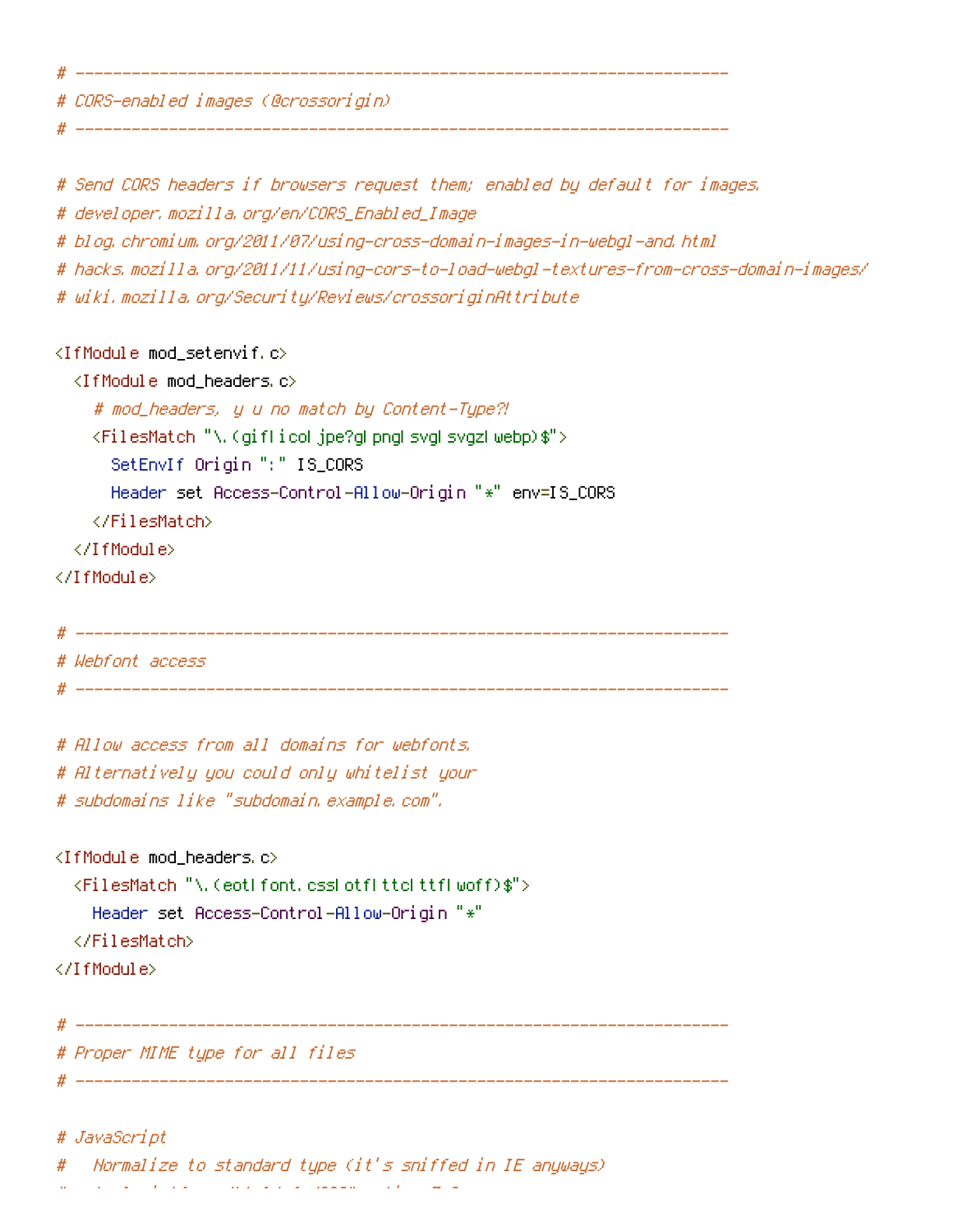```
# ----------------------------------------------------------------------
# CORS-enabled images (@crossorigin)
# ----------------------------------------------------------------------

# Send CORS headers if browsers request them; enabled by default for images.
# developer.mozilla.org/en/CORS_Enabled_Image
# blog.chromium.org/2011/07/using-cross-domain-images-in-webgl-and.html
# hacks.mozilla.org/2011/11/using-cors-to-load-webgl-textures-from-cross-domain-images/
# wiki.mozilla.org/Security/Reviews/crossoriginAttribute

<IfModule mod_setenvif.c>
  <IfModule mod_headers.c>
    # mod_headers, y u no match by Content-Type?!
    <FilesMatch "\.(gif|ico|jpe?g|png|svg|svgz|webp)$">
      SetEnvIf Origin ":" IS_CORS
      Header set Access-Control-Allow-Origin "*" env=IS_CORS
    </FilesMatch>
  </IfModule>
</IfModule>

# ----------------------------------------------------------------------
# Webfont access
# ----------------------------------------------------------------------

# Allow access from all domains for webfonts.
# Alternatively you could only whitelist your
# subdomains like "subdomain.example.com".

<IfModule mod_headers.c>
  <FilesMatch "\.(eot|font.css|otf|ttc|ttf|woff)$">
    Header set Access-Control-Allow-Origin "*"
  </FilesMatch>
</IfModule>

# ----------------------------------------------------------------------
# Proper MIME type for all files
# ----------------------------------------------------------------------

# JavaScript
#   Normalize to standard type (it's sniffed in IE anyways)
```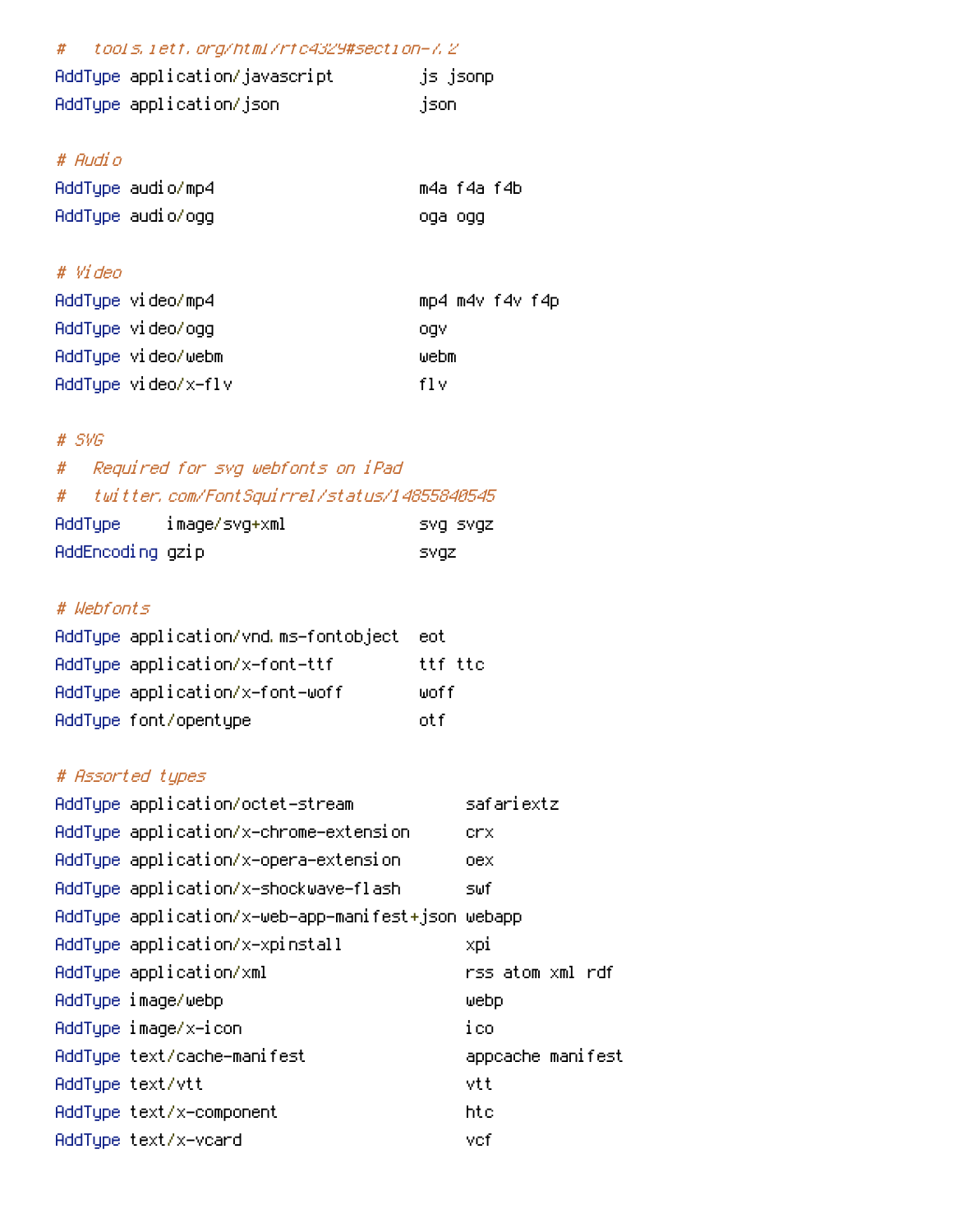```
#   tools.ietf.org/html/rfc4329#section-7.2
AddType application/javascript         js jsonp
AddType application/json               json

# Audio
AddType audio/mp4                      m4a f4a f4b
AddType audio/ogg                      oga ogg

# Video
AddType video/mp4                      mp4 m4v f4v f4p
AddType video/ogg                      ogv
AddType video/webm                     webm
AddType video/x-flv                    flv

# SVG
#   Required for svg webfonts on iPad
#   twitter.com/FontSquirrel/status/14855840545
AddType     image/svg+xml              svg svgz
AddEncoding gzip                       svgz

# Webfonts
AddType application/vnd.ms-fontobject  eot
AddType application/x-font-ttf         ttf ttc
AddType application/x-font-woff        woff
AddType font/opentype                  otf

# Assorted types
AddType application/octet-stream            safariextz
AddType application/x-chrome-extension      crx
AddType application/x-opera-extension       oex
AddType application/x-shockwave-flash       swf
AddType application/x-web-app-manifest+json webapp
AddType application/x-xpinstall             xpi
AddType application/xml                     rss atom xml rdf
AddType image/webp                          webp
AddType image/x-icon                        ico
AddType text/cache-manifest                 appcache manifest
AddType text/vtt                            vtt
AddType text/x-component                    htc
AddType text/x-vcard                        vcf
```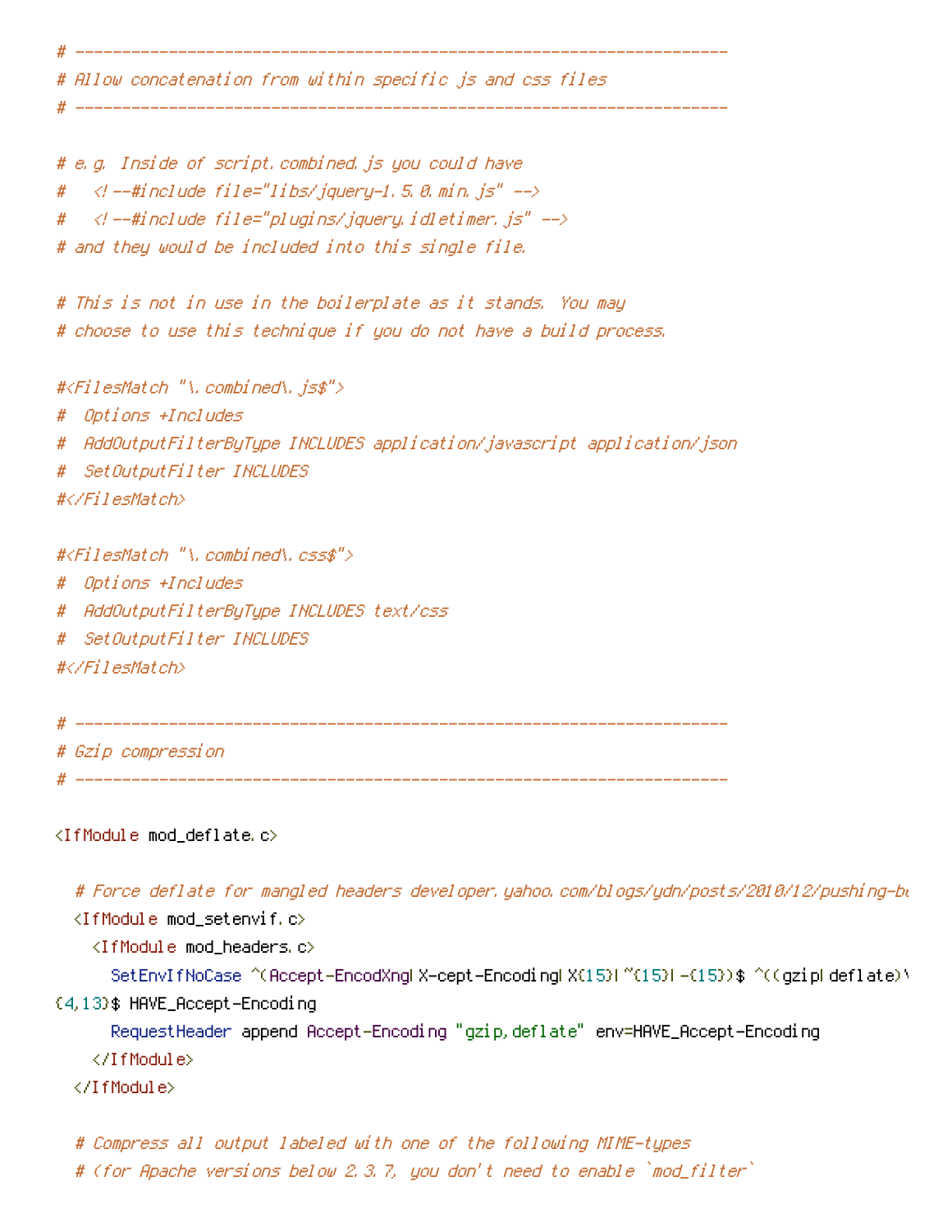```
# ----------------------------------------------------------------------
# Allow concatenation from within specific js and css files
# ----------------------------------------------------------------------

# e.g. Inside of script.combined.js you could have
#   <!--#include file="libs/jquery-1.5.0.min.js" -->
#   <!--#include file="plugins/jquery.idletimer.js" -->
# and they would be included into this single file.

# This is not in use in the boilerplate as it stands. You may
# choose to use this technique if you do not have a build process.

#<FilesMatch "\.combined\.js$">
#  Options +Includes
#  AddOutputFilterByType INCLUDES application/javascript application/json
#  SetOutputFilter INCLUDES
#</FilesMatch>

#<FilesMatch "\.combined\.css$">
#  Options +Includes
#  AddOutputFilterByType INCLUDES text/css
#  SetOutputFilter INCLUDES
#</FilesMatch>

# ----------------------------------------------------------------------
# Gzip compression
# ----------------------------------------------------------------------

<IfModule mod_deflate.c>

  # Force deflate for mangled headers developer.yahoo.com/blogs/ydn/posts/2010/12/pushing-be
  <IfModule mod_setenvif.c>
    <IfModule mod_headers.c>
      SetEnvIfNoCase ^(Accept-EncodXng|X-cept-Encoding|X{15}|~{15}|-{15})$ ^((gzip|deflate)\
{4,13}$ HAVE_Accept-Encoding
      RequestHeader append Accept-Encoding "gzip,deflate" env=HAVE_Accept-Encoding
    </IfModule>
  </IfModule>

  # Compress all output labeled with one of the following MIME-types
  # (for Apache versions below 2.3.7, you don't need to enable `mod_filter`
```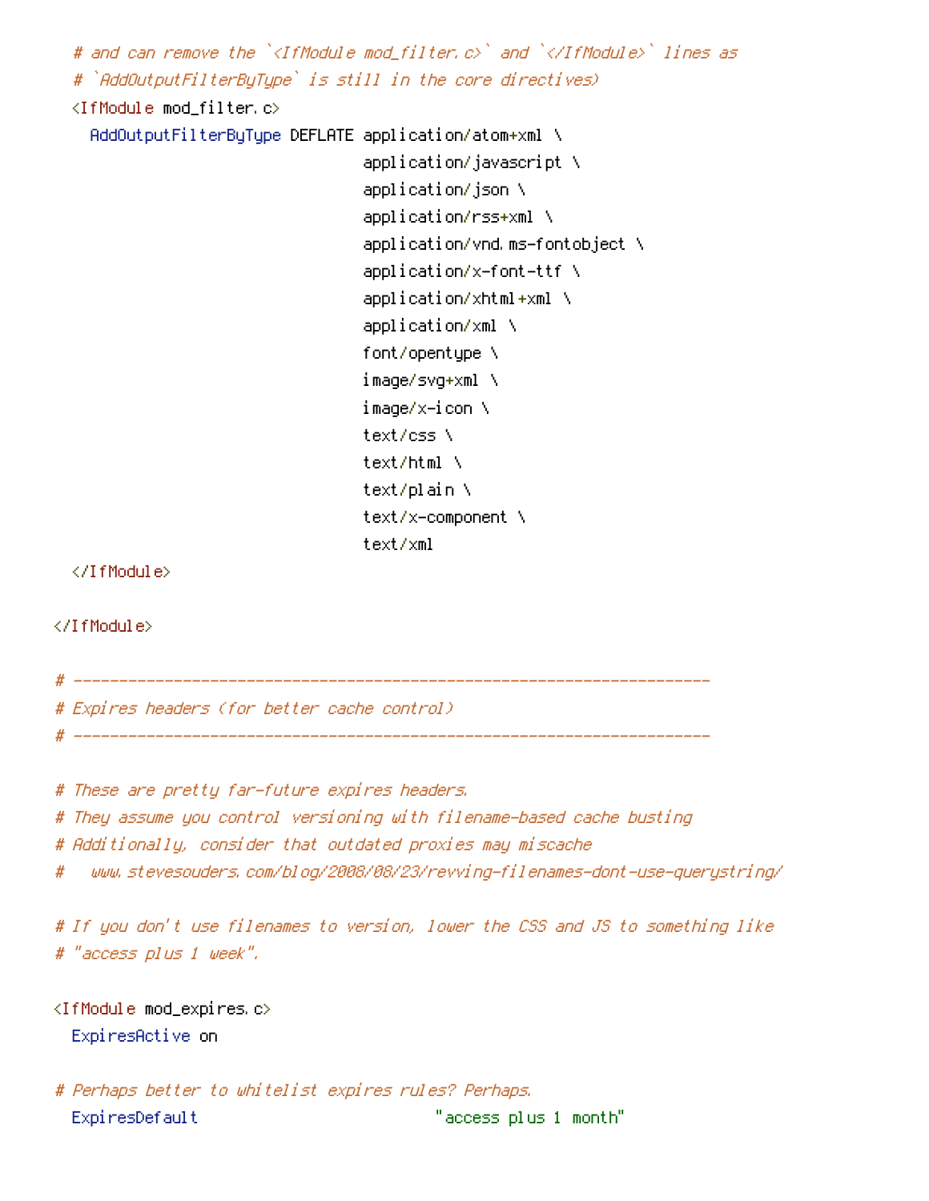```
  # and can remove the `<IfModule mod_filter.c>` and `</IfModule>` lines as
  # `AddOutputFilterByType` is still in the core directives)
  <IfModule mod_filter.c>
    AddOutputFilterByType DEFLATE application/atom+xml \
                                  application/javascript \
                                  application/json \
                                  application/rss+xml \
                                  application/vnd.ms-fontobject \
                                  application/x-font-ttf \
                                  application/xhtml+xml \
                                  application/xml \
                                  font/opentype \
                                  image/svg+xml \
                                  image/x-icon \
                                  text/css \
                                  text/html \
                                  text/plain \
                                  text/x-component \
                                  text/xml
  </IfModule>

</IfModule>

# ----------------------------------------------------------------------
# Expires headers (for better cache control)
# ----------------------------------------------------------------------

# These are pretty far-future expires headers.
# They assume you control versioning with filename-based cache busting
# Additionally, consider that outdated proxies may miscache
#   www.stevesouders.com/blog/2008/08/23/revving-filenames-dont-use-querystring/

# If you don't use filenames to version, lower the CSS and JS to something like
# "access plus 1 week".

<IfModule mod_expires.c>
  ExpiresActive on

# Perhaps better to whitelist expires rules? Perhaps.
  ExpiresDefault                          "access plus 1 month"
```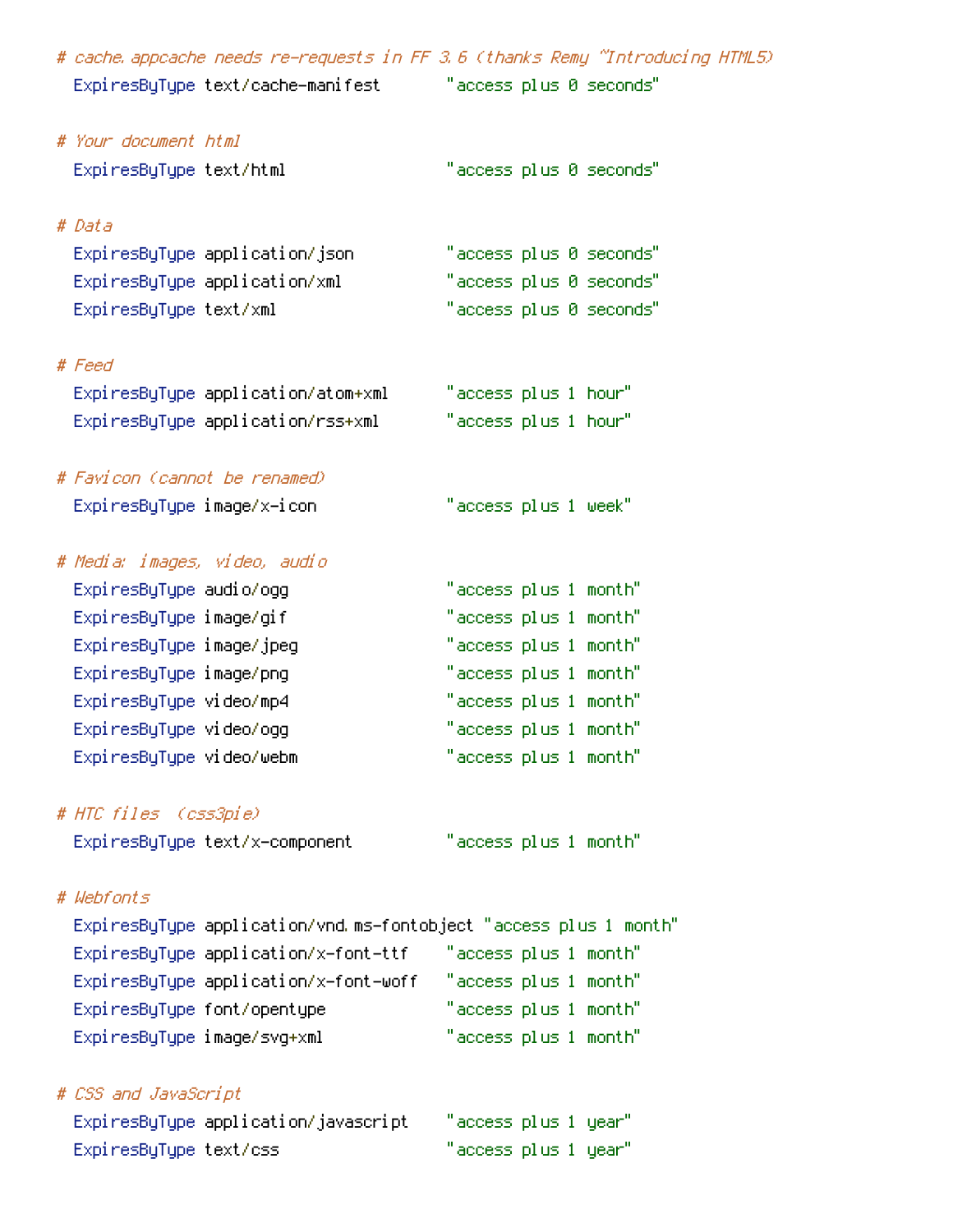```
# cache.appcache needs re-requests in FF 3.6 (thanks Remy ~Introducing HTML5)
  ExpiresByType text/cache-manifest       "access plus 0 seconds"

# Your document html
  ExpiresByType text/html                 "access plus 0 seconds"

# Data
  ExpiresByType application/json          "access plus 0 seconds"
  ExpiresByType application/xml           "access plus 0 seconds"
  ExpiresByType text/xml                  "access plus 0 seconds"

# Feed
  ExpiresByType application/atom+xml      "access plus 1 hour"
  ExpiresByType application/rss+xml       "access plus 1 hour"

# Favicon (cannot be renamed)
  ExpiresByType image/x-icon              "access plus 1 week"

# Media: images, video, audio
  ExpiresByType audio/ogg                 "access plus 1 month"
  ExpiresByType image/gif                 "access plus 1 month"
  ExpiresByType image/jpeg                "access plus 1 month"
  ExpiresByType image/png                 "access plus 1 month"
  ExpiresByType video/mp4                 "access plus 1 month"
  ExpiresByType video/ogg                 "access plus 1 month"
  ExpiresByType video/webm                "access plus 1 month"

# HTC files  (css3pie)
  ExpiresByType text/x-component          "access plus 1 month"

# Webfonts
  ExpiresByType application/vnd.ms-fontobject "access plus 1 month"
  ExpiresByType application/x-font-ttf    "access plus 1 month"
  ExpiresByType application/x-font-woff   "access plus 1 month"
  ExpiresByType font/opentype             "access plus 1 month"
  ExpiresByType image/svg+xml             "access plus 1 month"

# CSS and JavaScript
  ExpiresByType application/javascript    "access plus 1 year"
  ExpiresByType text/css                  "access plus 1 year"
```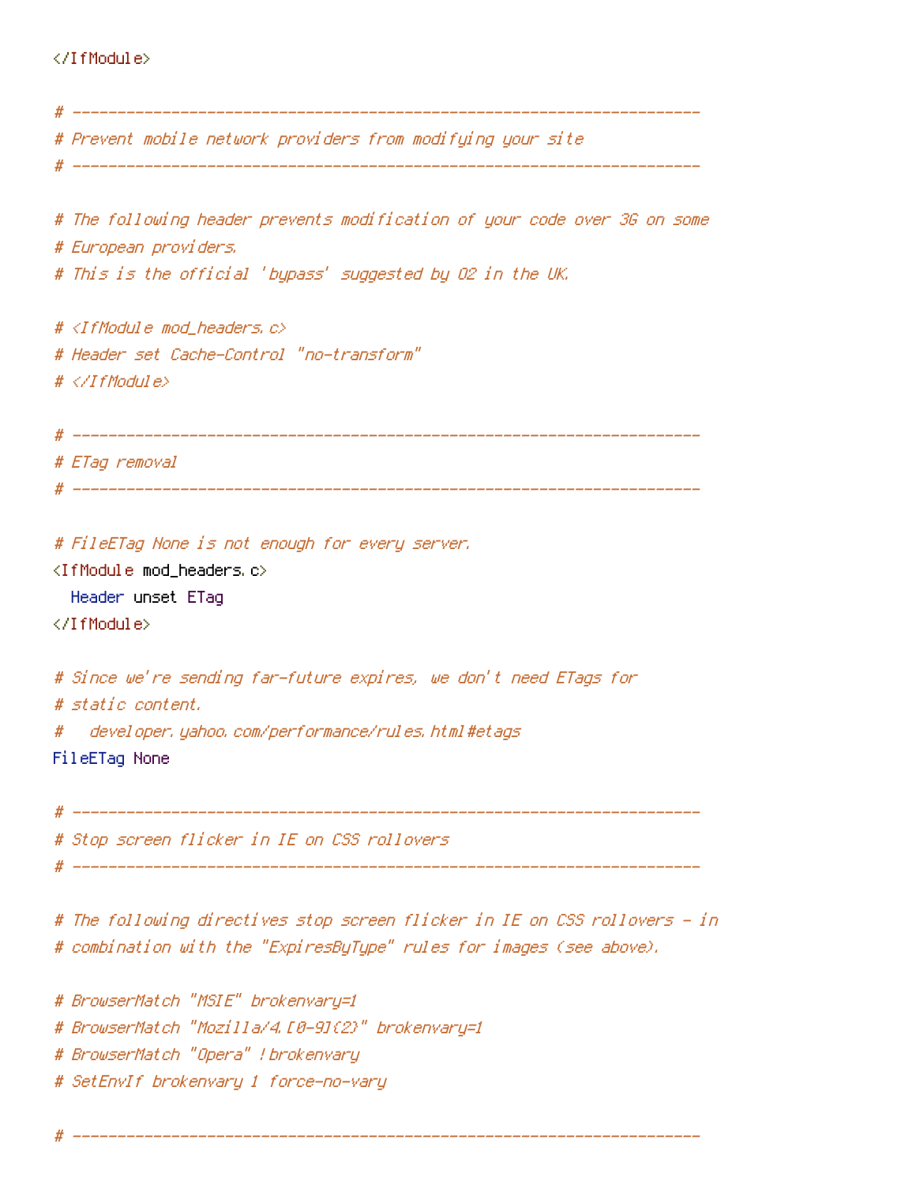```
</IfModule>

# ----------------------------------------------------------------------
# Prevent mobile network providers from modifying your site
# ----------------------------------------------------------------------

# The following header prevents modification of your code over 3G on some
# European providers.
# This is the official 'bypass' suggested by O2 in the UK.

# <IfModule mod_headers.c>
# Header set Cache-Control "no-transform"
# </IfModule>

# ----------------------------------------------------------------------
# ETag removal
# ----------------------------------------------------------------------

# FileETag None is not enough for every server.
<IfModule mod_headers.c>
  Header unset ETag
</IfModule>

# Since we're sending far-future expires, we don't need ETags for
# static content.
#   developer.yahoo.com/performance/rules.html#etags
FileETag None

# ----------------------------------------------------------------------
# Stop screen flicker in IE on CSS rollovers
# ----------------------------------------------------------------------

# The following directives stop screen flicker in IE on CSS rollovers - in
# combination with the "ExpiresByType" rules for images (see above).

# BrowserMatch "MSIE" brokenvary=1
# BrowserMatch "Mozilla/4.[0-9]{2}" brokenvary=1
# BrowserMatch "Opera" !brokenvary
# SetEnvIf brokenvary 1 force-no-vary

# ----------------------------------------------------------------------
```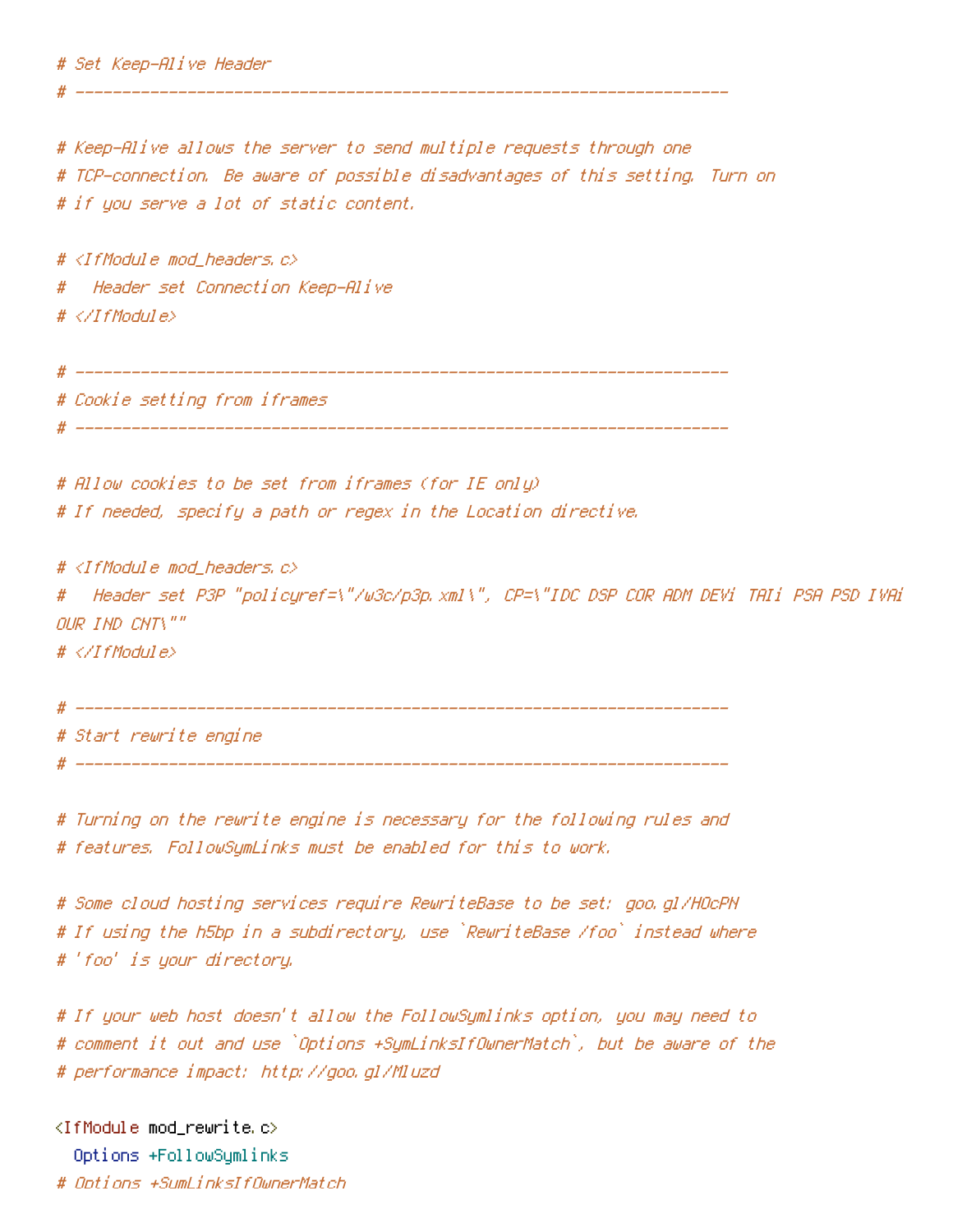```
# Set Keep-Alive Header
# ----------------------------------------------------------------------

# Keep-Alive allows the server to send multiple requests through one
# TCP-connection. Be aware of possible disadvantages of this setting. Turn on
# if you serve a lot of static content.

# <IfModule mod_headers.c>
#   Header set Connection Keep-Alive
# </IfModule>

# ----------------------------------------------------------------------
# Cookie setting from iframes
# ----------------------------------------------------------------------

# Allow cookies to be set from iframes (for IE only)
# If needed, specify a path or regex in the Location directive.

# <IfModule mod_headers.c>
#   Header set P3P "policyref=\"/w3c/p3p.xml\", CP=\"IDC DSP COR ADM DEVi TAIi PSA PSD IVAi
OUR IND CNT\""
# </IfModule>

# ----------------------------------------------------------------------
# Start rewrite engine
# ----------------------------------------------------------------------

# Turning on the rewrite engine is necessary for the following rules and
# features. FollowSymLinks must be enabled for this to work.

# Some cloud hosting services require RewriteBase to be set: goo.gl/HOcPN
# If using the h5bp in a subdirectory, use `RewriteBase /foo` instead where
# 'foo' is your directory.

# If your web host doesn't allow the FollowSymlinks option, you may need to
# comment it out and use `Options +SymLinksIfOwnerMatch`, but be aware of the
# performance impact: http://goo.gl/Mluzd

<IfModule mod_rewrite.c>
  Options +FollowSymlinks
# Options +SymLinksIfOwnerMatch
```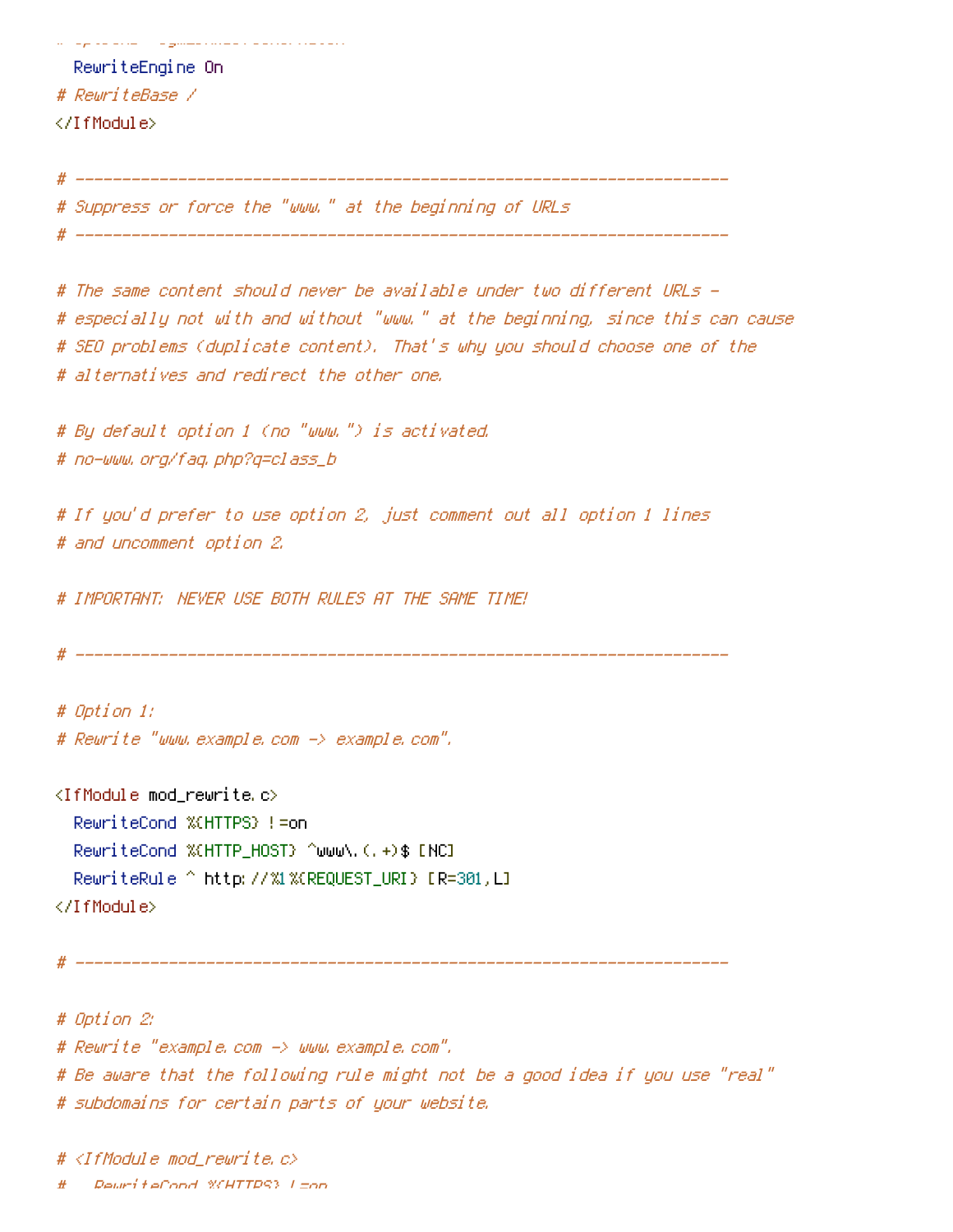```
  RewriteEngine On
# RewriteBase /
</IfModule>

# ----------------------------------------------------------------------
# Suppress or force the "www." at the beginning of URLs
# ----------------------------------------------------------------------

# The same content should never be available under two different URLs -
# especially not with and without "www." at the beginning, since this can cause
# SEO problems (duplicate content). That's why you should choose one of the
# alternatives and redirect the other one.

# By default option 1 (no "www.") is activated.
# no-www.org/faq.php?q=class_b

# If you'd prefer to use option 2, just comment out all option 1 lines
# and uncomment option 2.

# IMPORTANT: NEVER USE BOTH RULES AT THE SAME TIME!

# ----------------------------------------------------------------------

# Option 1:
# Rewrite "www.example.com -> example.com".

<IfModule mod_rewrite.c>
  RewriteCond %{HTTPS} !=on
  RewriteCond %{HTTP_HOST} ^www\.(.+)$ [NC]
  RewriteRule ^ http://%1%{REQUEST_URI} [R=301,L]
</IfModule>

# ----------------------------------------------------------------------

# Option 2:
# Rewrite "example.com -> www.example.com".
# Be aware that the following rule might not be a good idea if you use "real"
# subdomains for certain parts of your website.

# <IfModule mod_rewrite.c>
#   RewriteCond %{HTTPS} !=on
```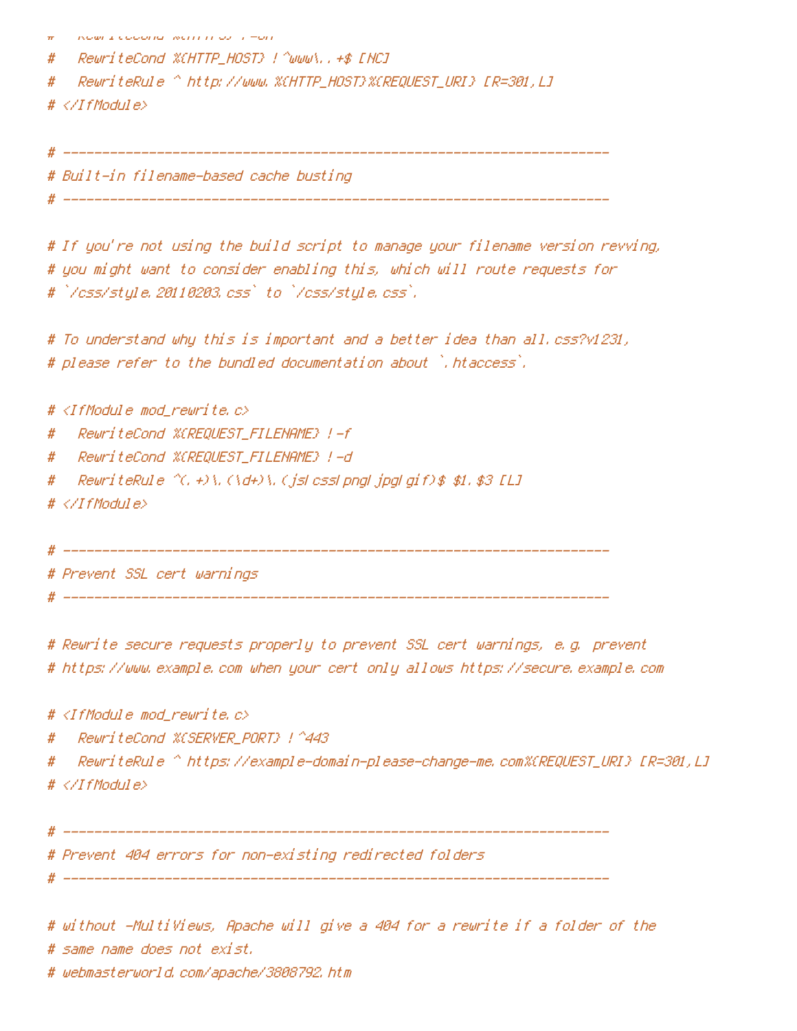```
#   RewriteCond %{HTTPS} !=on
#   RewriteCond %{HTTP_HOST} !^www\..+$ [NC]
#   RewriteRule ^ http://www.%{HTTP_HOST}%{REQUEST_URI} [R=301,L]
# </IfModule>

# ----------------------------------------------------------------------
# Built-in filename-based cache busting
# ----------------------------------------------------------------------

# If you're not using the build script to manage your filename version revving,
# you might want to consider enabling this, which will route requests for
# `/css/style.20110203.css` to `/css/style.css`.

# To understand why this is important and a better idea than all.css?v1231,
# please refer to the bundled documentation about `.htaccess`.

# <IfModule mod_rewrite.c>
#   RewriteCond %{REQUEST_FILENAME} !-f
#   RewriteCond %{REQUEST_FILENAME} !-d
#   RewriteRule ^(.+)\.(\d+)\.(js|css|png|jpg|gif)$ $1.$3 [L]
# </IfModule>

# ----------------------------------------------------------------------
# Prevent SSL cert warnings
# ----------------------------------------------------------------------

# Rewrite secure requests properly to prevent SSL cert warnings, e.g. prevent
# https://www.example.com when your cert only allows https://secure.example.com

# <IfModule mod_rewrite.c>
#   RewriteCond %{SERVER_PORT} !^443
#   RewriteRule ^ https://example-domain-please-change-me.com%{REQUEST_URI} [R=301,L]
# </IfModule>

# ----------------------------------------------------------------------
# Prevent 404 errors for non-existing redirected folders
# ----------------------------------------------------------------------

# without -MultiViews, Apache will give a 404 for a rewrite if a folder of the
# same name does not exist.
# webmasterworld.com/apache/3808792.htm
```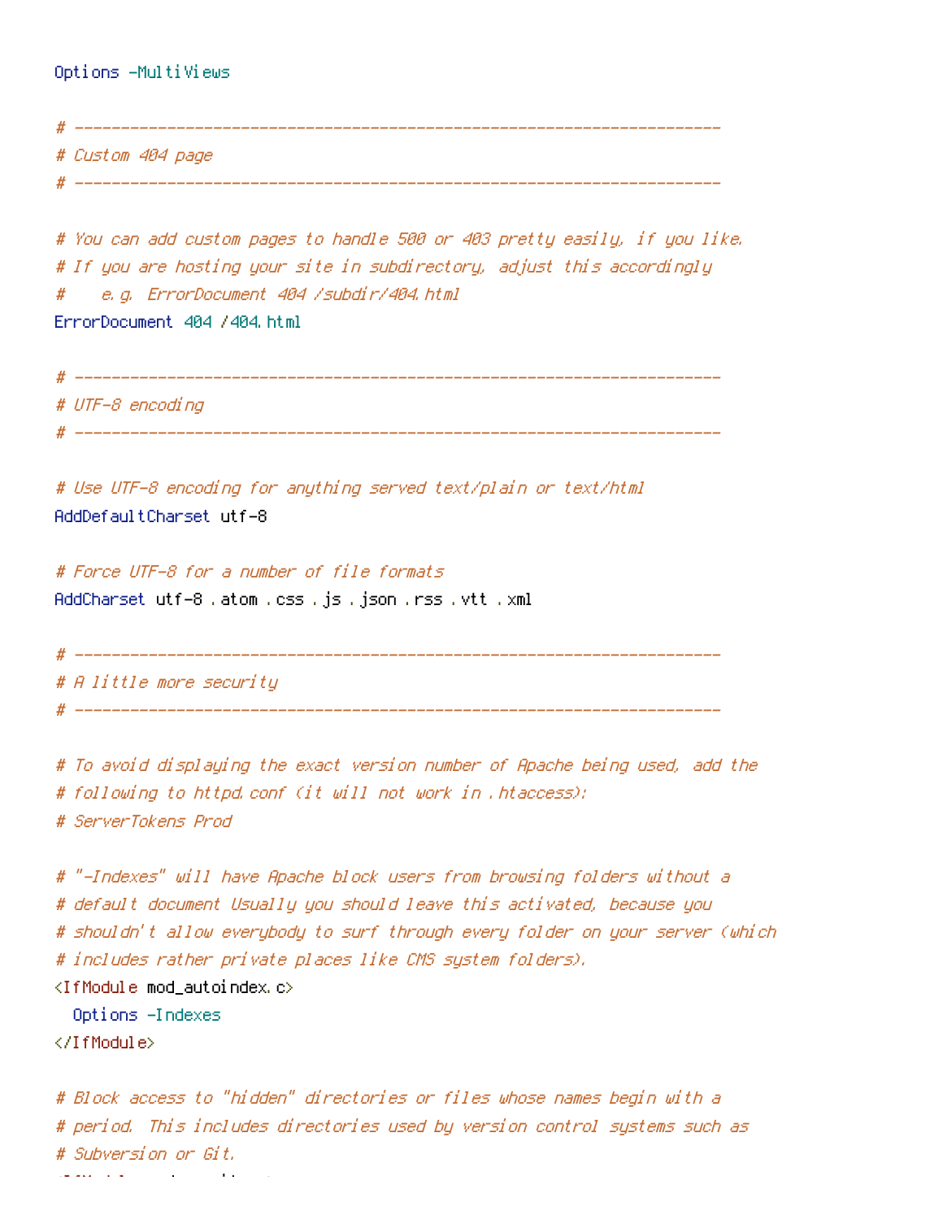```
Options -MultiViews

# ----------------------------------------------------------------------
# Custom 404 page
# ----------------------------------------------------------------------

# You can add custom pages to handle 500 or 403 pretty easily, if you like.
# If you are hosting your site in subdirectory, adjust this accordingly
#    e.g. ErrorDocument 404 /subdir/404.html
ErrorDocument 404 /404.html

# ----------------------------------------------------------------------
# UTF-8 encoding
# ----------------------------------------------------------------------

# Use UTF-8 encoding for anything served text/plain or text/html
AddDefaultCharset utf-8

# Force UTF-8 for a number of file formats
AddCharset utf-8 .atom .css .js .json .rss .vtt .xml

# ----------------------------------------------------------------------
# A little more security
# ----------------------------------------------------------------------

# To avoid displaying the exact version number of Apache being used, add the
# following to httpd.conf (it will not work in .htaccess):
# ServerTokens Prod

# "-Indexes" will have Apache block users from browsing folders without a
# default document Usually you should leave this activated, because you
# shouldn't allow everybody to surf through every folder on your server (which
# includes rather private places like CMS system folders).
<IfModule mod_autoindex.c>
  Options -Indexes
</IfModule>

# Block access to "hidden" directories or files whose names begin with a
# period. This includes directories used by version control systems such as
# Subversion or Git.
```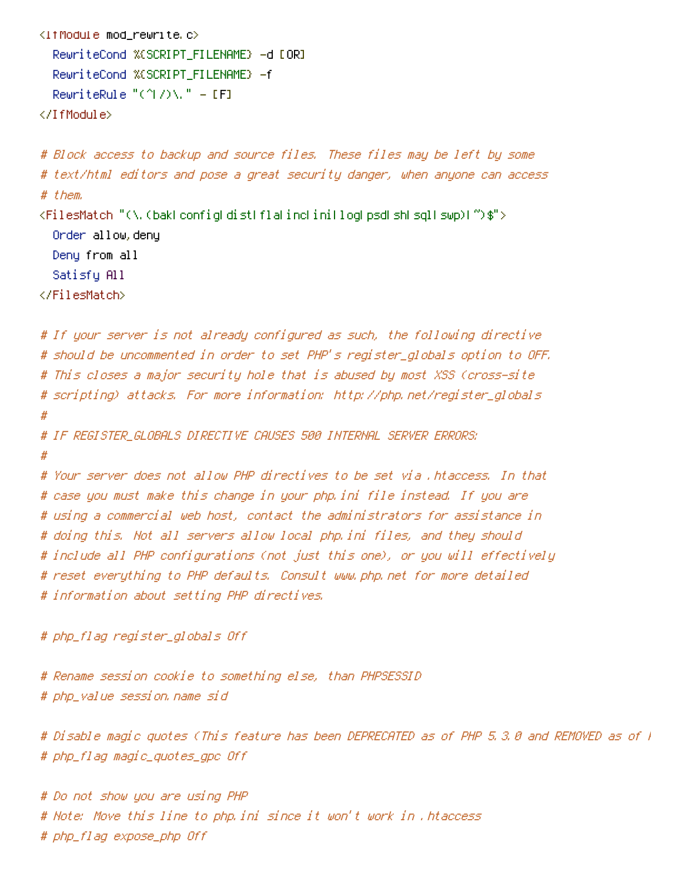```
<IfModule mod_rewrite.c>
  RewriteCond %{SCRIPT_FILENAME} -d [OR]
  RewriteCond %{SCRIPT_FILENAME} -f
  RewriteRule "(^|/)\." - [F]
</IfModule>

# Block access to backup and source files. These files may be left by some
# text/html editors and pose a great security danger, when anyone can access
# them.
<FilesMatch "(\.(bak|config|dist|fla|inc|ini|log|psd|sh|sql|swp)|~)$">
  Order allow,deny
  Deny from all
  Satisfy All
</FilesMatch>

# If your server is not already configured as such, the following directive
# should be uncommented in order to set PHP's register_globals option to OFF.
# This closes a major security hole that is abused by most XSS (cross-site
# scripting) attacks. For more information: http://php.net/register_globals
#
# IF REGISTER_GLOBALS DIRECTIVE CAUSES 500 INTERNAL SERVER ERRORS:
#
# Your server does not allow PHP directives to be set via .htaccess. In that
# case you must make this change in your php.ini file instead. If you are
# using a commercial web host, contact the administrators for assistance in
# doing this. Not all servers allow local php.ini files, and they should
# include all PHP configurations (not just this one), or you will effectively
# reset everything to PHP defaults. Consult www.php.net for more detailed
# information about setting PHP directives.

# php_flag register_globals Off

# Rename session cookie to something else, than PHPSESSID
# php_value session.name sid

# Disable magic quotes (This feature has been DEPRECATED as of PHP 5.3.0 and REMOVED as of P
# php_flag magic_quotes_gpc Off

# Do not show you are using PHP
# Note: Move this line to php.ini since it won't work in .htaccess
# php_flag expose_php Off
```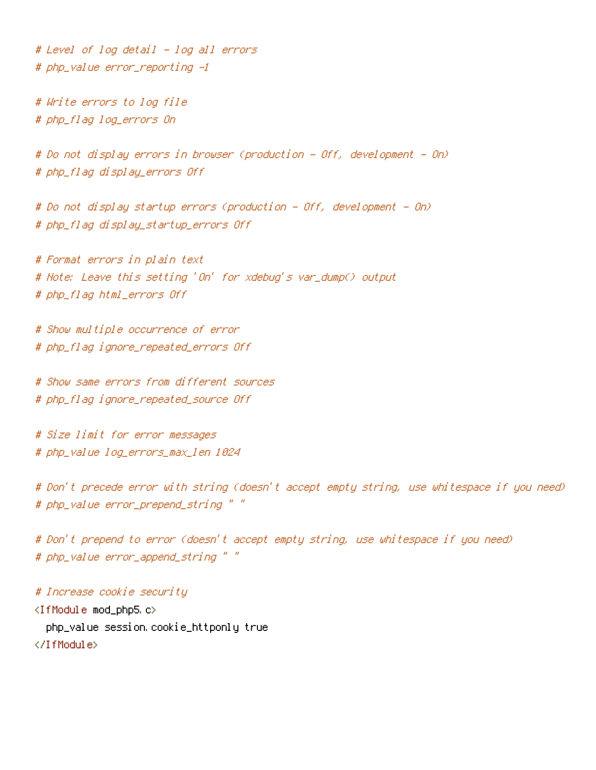```
# Level of log detail - log all errors
# php_value error_reporting -1

# Write errors to log file
# php_flag log_errors On

# Do not display errors in browser (production - Off, development - On)
# php_flag display_errors Off

# Do not display startup errors (production - Off, development - On)
# php_flag display_startup_errors Off

# Format errors in plain text
# Note: Leave this setting 'On' for xdebug's var_dump() output
# php_flag html_errors Off

# Show multiple occurrence of error
# php_flag ignore_repeated_errors Off

# Show same errors from different sources
# php_flag ignore_repeated_source Off

# Size limit for error messages
# php_value log_errors_max_len 1024

# Don't precede error with string (doesn't accept empty string, use whitespace if you need)
# php_value error_prepend_string " "

# Don't prepend to error (doesn't accept empty string, use whitespace if you need)
# php_value error_append_string " "

# Increase cookie security
<IfModule mod_php5.c>
  php_value session.cookie_httponly true
</IfModule>
```